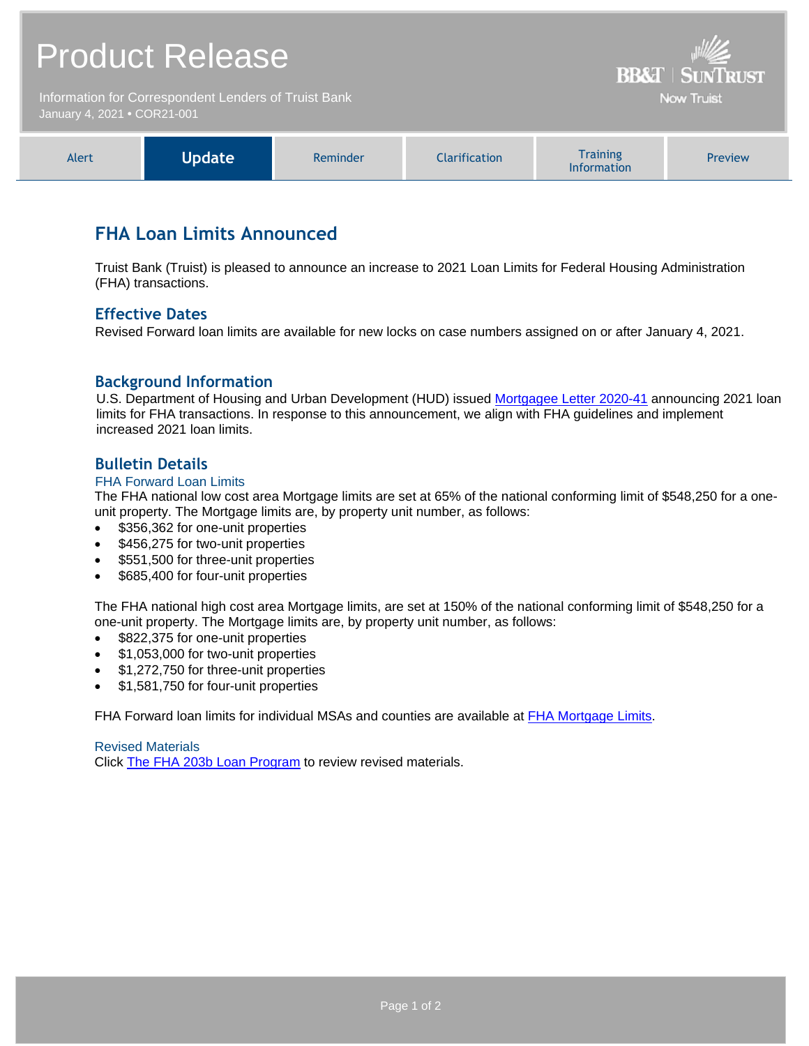# Product Release

Information for Correspondent Lenders of Truist Bank
January 4, 2021 • COR21-001

BB&T | SunTrust
Now Truist

| Alert | **Update** | Reminder | Clarification | Training Information | Preview |
|---|---|---|---|---|---|

## FHA Loan Limits Announced

Truist Bank (Truist) is pleased to announce an increase to 2021 Loan Limits for Federal Housing Administration (FHA) transactions.

### Effective Dates

Revised Forward loan limits are available for new locks on case numbers assigned on or after January 4, 2021.

### Background Information

U.S. Department of Housing and Urban Development (HUD) issued [Mortgagee Letter 2020-41]() announcing 2021 loan limits for FHA transactions. In response to this announcement, we align with FHA guidelines and implement increased 2021 loan limits.

### Bulletin Details

#### FHA Forward Loan Limits

The FHA national low cost area Mortgage limits are set at 65% of the national conforming limit of $548,250 for a one-unit property. The Mortgage limits are, by property unit number, as follows:

- $356,362 for one-unit properties
- $456,275 for two-unit properties
- $551,500 for three-unit properties
- $685,400 for four-unit properties

The FHA national high cost area Mortgage limits, are set at 150% of the national conforming limit of $548,250 for a one-unit property. The Mortgage limits are, by property unit number, as follows:

- $822,375 for one-unit properties
- $1,053,000 for two-unit properties
- $1,272,750 for three-unit properties
- $1,581,750 for four-unit properties

FHA Forward loan limits for individual MSAs and counties are available at [FHA Mortgage Limits]().

#### Revised Materials

Click [The FHA 203b Loan Program]() to review revised materials.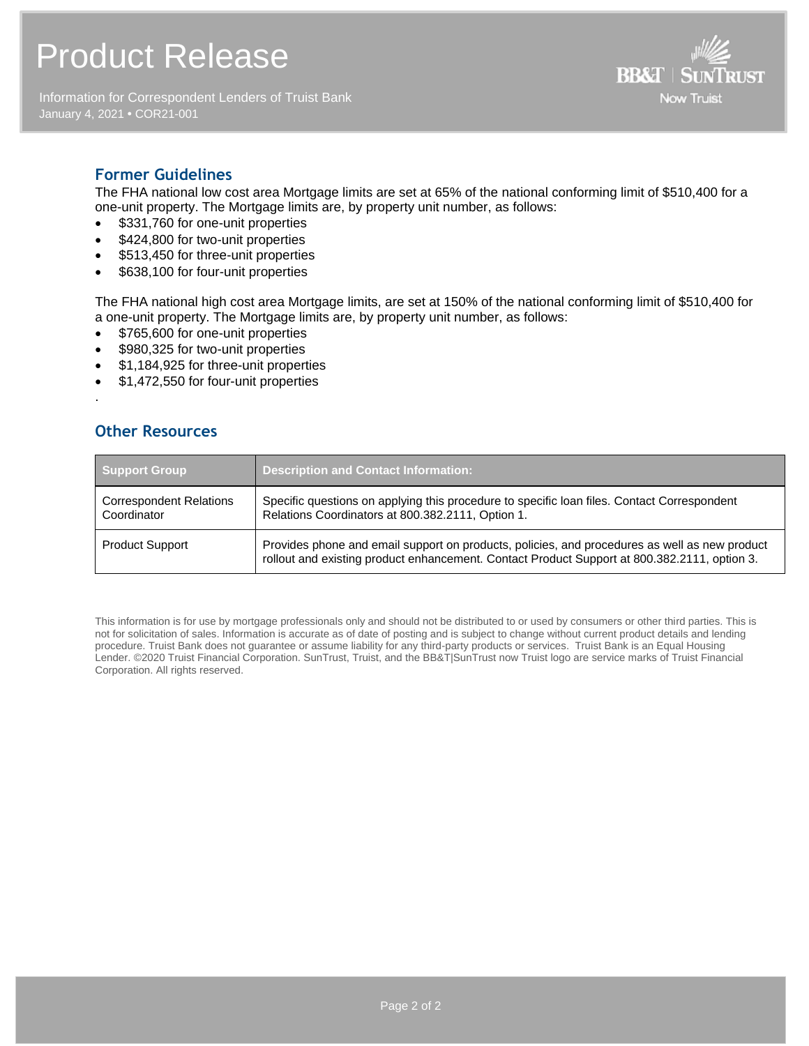# Product Release

Information for Correspondent Lenders of Truist Bank
January 4, 2021 • COR21-001

## Former Guidelines

The FHA national low cost area Mortgage limits are set at 65% of the national conforming limit of $510,400 for a one-unit property. The Mortgage limits are, by property unit number, as follows:

- $331,760 for one-unit properties
- $424,800 for two-unit properties
- $513,450 for three-unit properties
- $638,100 for four-unit properties

The FHA national high cost area Mortgage limits, are set at 150% of the national conforming limit of $510,400 for a one-unit property. The Mortgage limits are, by property unit number, as follows:

- $765,600 for one-unit properties
- $980,325 for two-unit properties
- $1,184,925 for three-unit properties
- $1,472,550 for four-unit properties

.

## Other Resources

| Support Group | Description and Contact Information: |
|---|---|
| Correspondent Relations Coordinator | Specific questions on applying this procedure to specific loan files. Contact Correspondent Relations Coordinators at 800.382.2111, Option 1. |
| Product Support | Provides phone and email support on products, policies, and procedures as well as new product rollout and existing product enhancement. Contact Product Support at 800.382.2111, option 3. |

This information is for use by mortgage professionals only and should not be distributed to or used by consumers or other third parties. This is not for solicitation of sales. Information is accurate as of date of posting and is subject to change without current product details and lending procedure. Truist Bank does not guarantee or assume liability for any third-party products or services. Truist Bank is an Equal Housing Lender. ©2020 Truist Financial Corporation. SunTrust, Truist, and the BB&T|SunTrust now Truist logo are service marks of Truist Financial Corporation. All rights reserved.